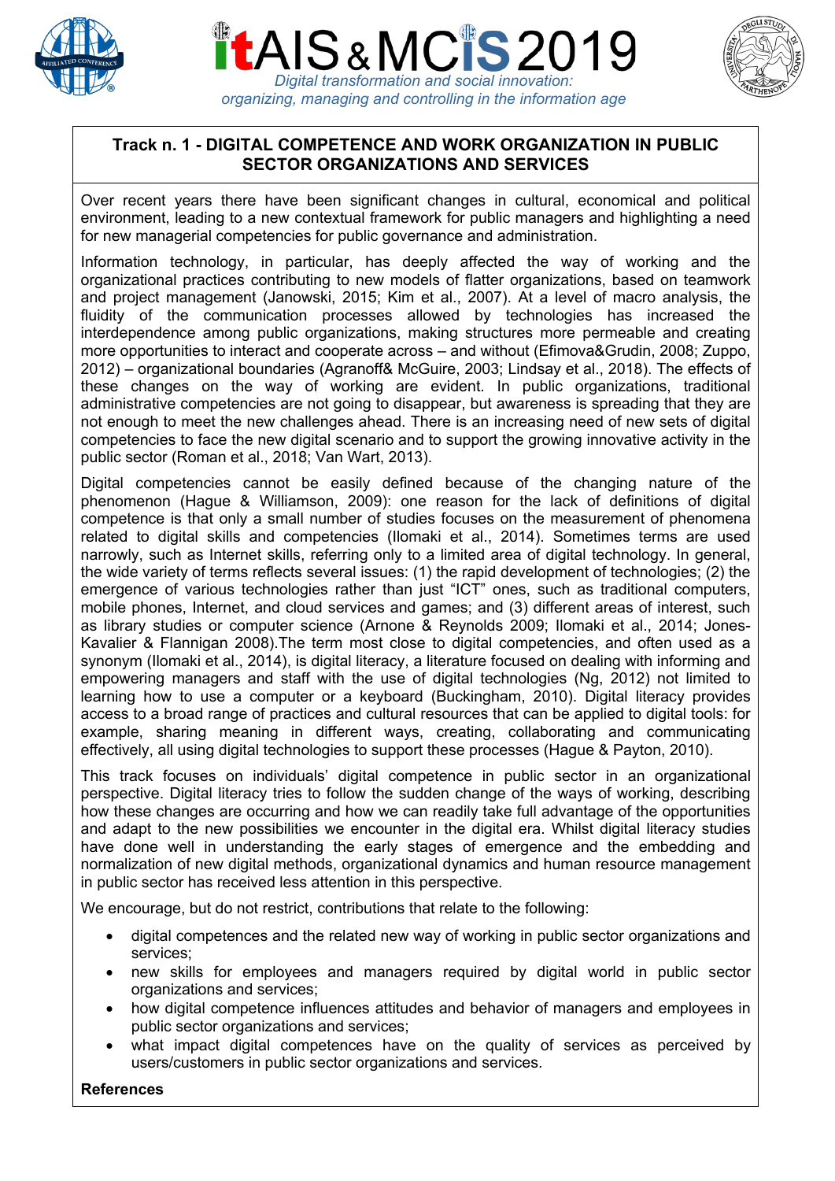# itAIS & MCIS 2019

*Digital transformation and social innovation: organizing, managing and controlling in the information age*

## Track n. 1 - DIGITAL COMPETENCE AND WORK ORGANIZATION IN PUBLIC SECTOR ORGANIZATIONS AND SERVICES

Over recent years there have been significant changes in cultural, economical and political environment, leading to a new contextual framework for public managers and highlighting a need for new managerial competencies for public governance and administration.

Information technology, in particular, has deeply affected the way of working and the organizational practices contributing to new models of flatter organizations, based on teamwork and project management (Janowski, 2015; Kim et al., 2007). At a level of macro analysis, the fluidity of the communication processes allowed by technologies has increased the interdependence among public organizations, making structures more permeable and creating more opportunities to interact and cooperate across – and without (Efimova&Grudin, 2008; Zuppo, 2012) – organizational boundaries (Agranoff& McGuire, 2003; Lindsay et al., 2018). The effects of these changes on the way of working are evident. In public organizations, traditional administrative competencies are not going to disappear, but awareness is spreading that they are not enough to meet the new challenges ahead. There is an increasing need of new sets of digital competencies to face the new digital scenario and to support the growing innovative activity in the public sector (Roman et al., 2018; Van Wart, 2013).

Digital competencies cannot be easily defined because of the changing nature of the phenomenon (Hague & Williamson, 2009): one reason for the lack of definitions of digital competence is that only a small number of studies focuses on the measurement of phenomena related to digital skills and competencies (Ilomaki et al., 2014). Sometimes terms are used narrowly, such as Internet skills, referring only to a limited area of digital technology. In general, the wide variety of terms reflects several issues: (1) the rapid development of technologies; (2) the emergence of various technologies rather than just "ICT" ones, such as traditional computers, mobile phones, Internet, and cloud services and games; and (3) different areas of interest, such as library studies or computer science (Arnone & Reynolds 2009; Ilomaki et al., 2014; Jones-Kavalier & Flannigan 2008).The term most close to digital competencies, and often used as a synonym (Ilomaki et al., 2014), is digital literacy, a literature focused on dealing with informing and empowering managers and staff with the use of digital technologies (Ng, 2012) not limited to learning how to use a computer or a keyboard (Buckingham, 2010). Digital literacy provides access to a broad range of practices and cultural resources that can be applied to digital tools: for example, sharing meaning in different ways, creating, collaborating and communicating effectively, all using digital technologies to support these processes (Hague & Payton, 2010).

This track focuses on individuals' digital competence in public sector in an organizational perspective. Digital literacy tries to follow the sudden change of the ways of working, describing how these changes are occurring and how we can readily take full advantage of the opportunities and adapt to the new possibilities we encounter in the digital era. Whilst digital literacy studies have done well in understanding the early stages of emergence and the embedding and normalization of new digital methods, organizational dynamics and human resource management in public sector has received less attention in this perspective.

We encourage, but do not restrict, contributions that relate to the following:

- digital competences and the related new way of working in public sector organizations and services;
- new skills for employees and managers required by digital world in public sector organizations and services;
- how digital competence influences attitudes and behavior of managers and employees in public sector organizations and services;
- what impact digital competences have on the quality of services as perceived by users/customers in public sector organizations and services.

**References**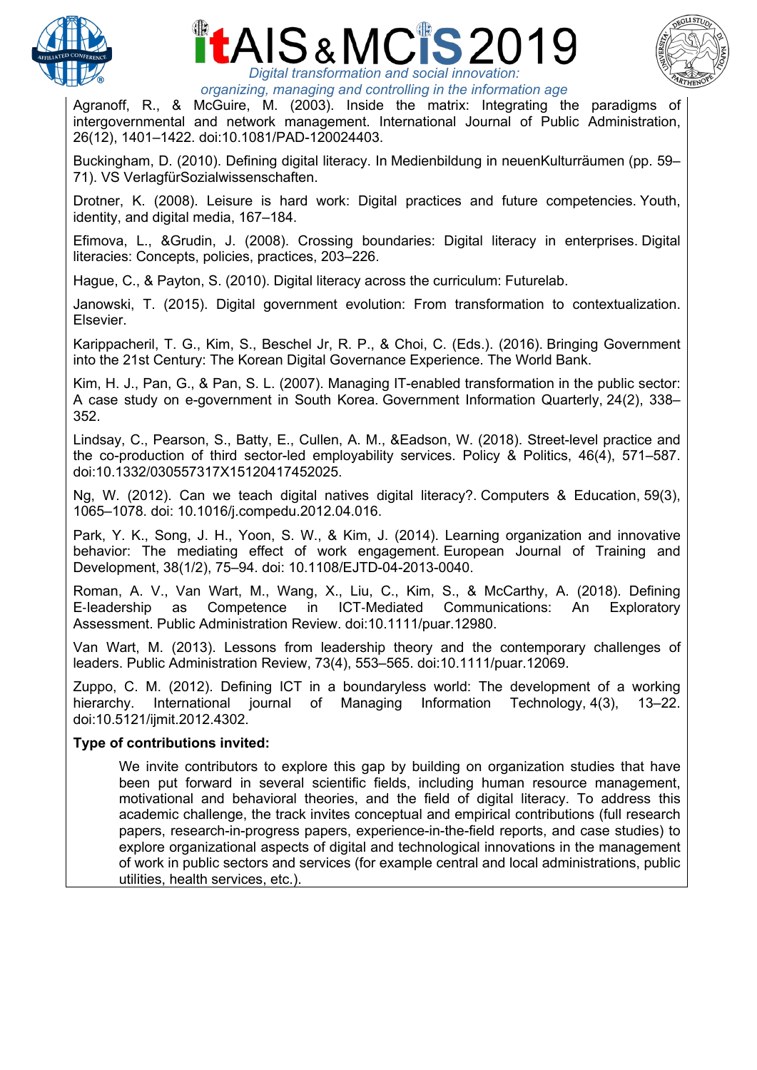Agranoff, R., & McGuire, M. (2003). Inside the matrix: Integrating the paradigms of intergovernmental and network management. International Journal of Public Administration, 26(12), 1401–1422. doi:10.1081/PAD-120024403.

Buckingham, D. (2010). Defining digital literacy. In Medienbildung in neuenKulturräumen (pp. 59–71). VS VerlagfürSozialwissenschaften.

Drotner, K. (2008). Leisure is hard work: Digital practices and future competencies. Youth, identity, and digital media, 167–184.

Efimova, L., &Grudin, J. (2008). Crossing boundaries: Digital literacy in enterprises. Digital literacies: Concepts, policies, practices, 203–226.

Hague, C., & Payton, S. (2010). Digital literacy across the curriculum: Futurelab.

Janowski, T. (2015). Digital government evolution: From transformation to contextualization. Elsevier.

Karippacheril, T. G., Kim, S., Beschel Jr, R. P., & Choi, C. (Eds.). (2016). Bringing Government into the 21st Century: The Korean Digital Governance Experience. The World Bank.

Kim, H. J., Pan, G., & Pan, S. L. (2007). Managing IT-enabled transformation in the public sector: A case study on e-government in South Korea. Government Information Quarterly, 24(2), 338–352.

Lindsay, C., Pearson, S., Batty, E., Cullen, A. M., &Eadson, W. (2018). Street-level practice and the co-production of third sector-led employability services. Policy & Politics, 46(4), 571–587. doi:10.1332/030557317X15120417452025.

Ng, W. (2012). Can we teach digital natives digital literacy?. Computers & Education, 59(3), 1065–1078. doi: 10.1016/j.compedu.2012.04.016.

Park, Y. K., Song, J. H., Yoon, S. W., & Kim, J. (2014). Learning organization and innovative behavior: The mediating effect of work engagement. European Journal of Training and Development, 38(1/2), 75–94. doi: 10.1108/EJTD-04-2013-0040.

Roman, A. V., Van Wart, M., Wang, X., Liu, C., Kim, S., & McCarthy, A. (2018). Defining E-leadership as Competence in ICT-Mediated Communications: An Exploratory Assessment. Public Administration Review. doi:10.1111/puar.12980.

Van Wart, M. (2013). Lessons from leadership theory and the contemporary challenges of leaders. Public Administration Review, 73(4), 553–565. doi:10.1111/puar.12069.

Zuppo, C. M. (2012). Defining ICT in a boundaryless world: The development of a working hierarchy. International journal of Managing Information Technology, 4(3), 13–22. doi:10.5121/ijmit.2012.4302.

**Type of contributions invited:**

We invite contributors to explore this gap by building on organization studies that have been put forward in several scientific fields, including human resource management, motivational and behavioral theories, and the field of digital literacy. To address this academic challenge, the track invites conceptual and empirical contributions (full research papers, research-in-progress papers, experience-in-the-field reports, and case studies) to explore organizational aspects of digital and technological innovations in the management of work in public sectors and services (for example central and local administrations, public utilities, health services, etc.).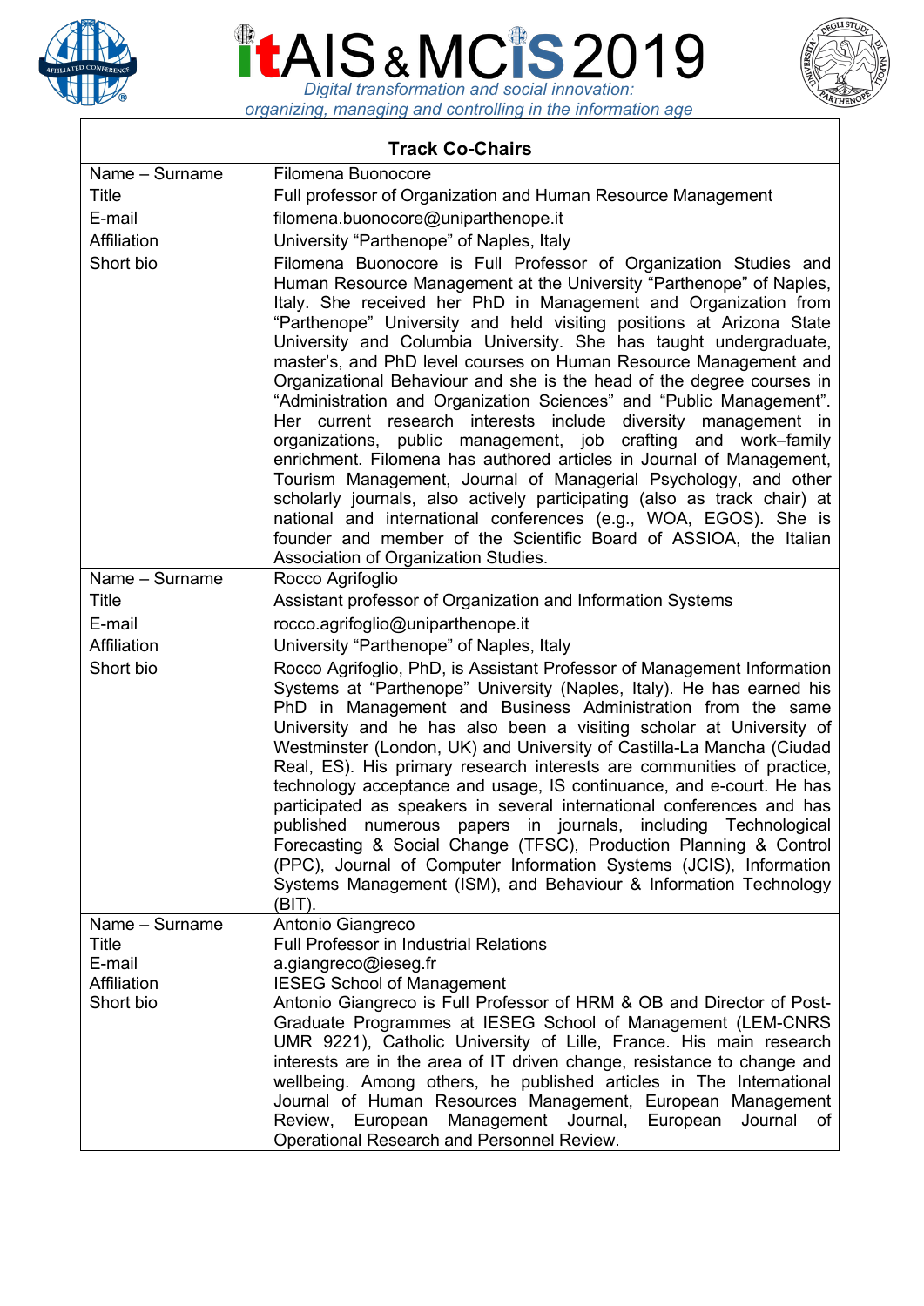## Track Co-Chairs

| | |
|---|---|
| Name – Surname | Filomena Buonocore |
| Title | Full professor of Organization and Human Resource Management |
| E-mail | filomena.buonocore@uniparthenope.it |
| Affiliation | University “Parthenope” of Naples, Italy |
| Short bio | Filomena Buonocore is Full Professor of Organization Studies and Human Resource Management at the University “Parthenope” of Naples, Italy. She received her PhD in Management and Organization from “Parthenope” University and held visiting positions at Arizona State University and Columbia University. She has taught undergraduate, master’s, and PhD level courses on Human Resource Management and Organizational Behaviour and she is the head of the degree courses in “Administration and Organization Sciences” and “Public Management”. Her current research interests include diversity management in organizations, public management, job crafting and work–family enrichment. Filomena has authored articles in Journal of Management, Tourism Management, Journal of Managerial Psychology, and other scholarly journals, also actively participating (also as track chair) at national and international conferences (e.g., WOA, EGOS). She is founder and member of the Scientific Board of ASSIOA, the Italian Association of Organization Studies. |
| Name – Surname | Rocco Agrifoglio |
| Title | Assistant professor of Organization and Information Systems |
| E-mail | rocco.agrifoglio@uniparthenope.it |
| Affiliation | University “Parthenope” of Naples, Italy |
| Short bio | Rocco Agrifoglio, PhD, is Assistant Professor of Management Information Systems at “Parthenope” University (Naples, Italy). He has earned his PhD in Management and Business Administration from the same University and he has also been a visiting scholar at University of Westminster (London, UK) and University of Castilla-La Mancha (Ciudad Real, ES). His primary research interests are communities of practice, technology acceptance and usage, IS continuance, and e-court. He has participated as speakers in several international conferences and has published numerous papers in journals, including Technological Forecasting & Social Change (TFSC), Production Planning & Control (PPC), Journal of Computer Information Systems (JCIS), Information Systems Management (ISM), and Behaviour & Information Technology (BIT). |
| Name – Surname | Antonio Giangreco |
| Title | Full Professor in Industrial Relations |
| E-mail | a.giangreco@ieseg.fr |
| Affiliation | IESEG School of Management |
| Short bio | Antonio Giangreco is Full Professor of HRM & OB and Director of Post-Graduate Programmes at IESEG School of Management (LEM-CNRS UMR 9221), Catholic University of Lille, France. His main research interests are in the area of IT driven change, resistance to change and wellbeing. Among others, he published articles in The International Journal of Human Resources Management, European Management Review, European Management Journal, European Journal of Operational Research and Personnel Review. |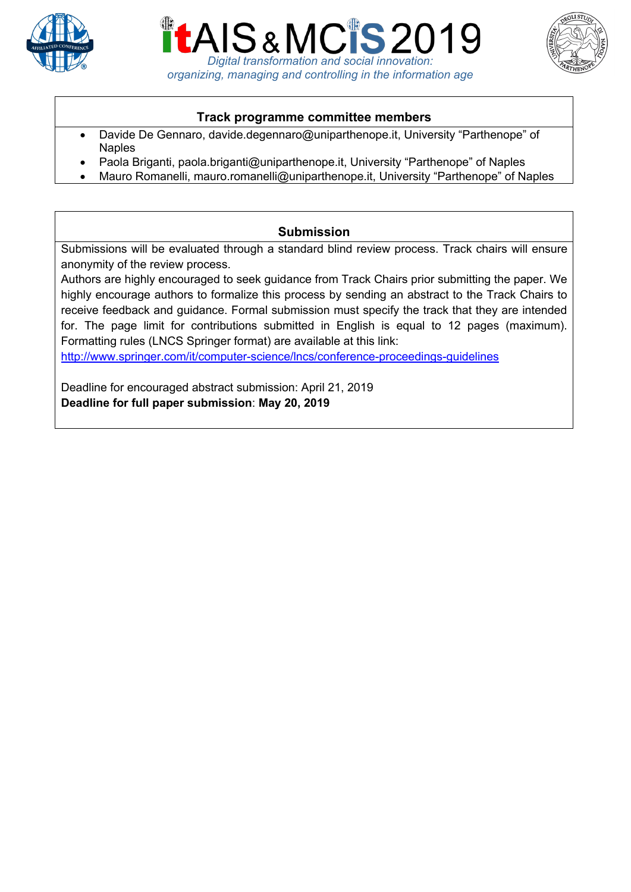## Track programme committee members

- Davide De Gennaro, davide.degennaro@uniparthenope.it, University “Parthenope” of Naples
- Paola Briganti, paola.briganti@uniparthenope.it, University “Parthenope” of Naples
- Mauro Romanelli, mauro.romanelli@uniparthenope.it, University “Parthenope” of Naples

## Submission

Submissions will be evaluated through a standard blind review process. Track chairs will ensure anonymity of the review process.
Authors are highly encouraged to seek guidance from Track Chairs prior submitting the paper. We highly encourage authors to formalize this process by sending an abstract to the Track Chairs to receive feedback and guidance. Formal submission must specify the track that they are intended for. The page limit for contributions submitted in English is equal to 12 pages (maximum). Formatting rules (LNCS Springer format) are available at this link:
http://www.springer.com/it/computer-science/lncs/conference-proceedings-guidelines

Deadline for encouraged abstract submission: April 21, 2019
**Deadline for full paper submission**: **May 20, 2019**